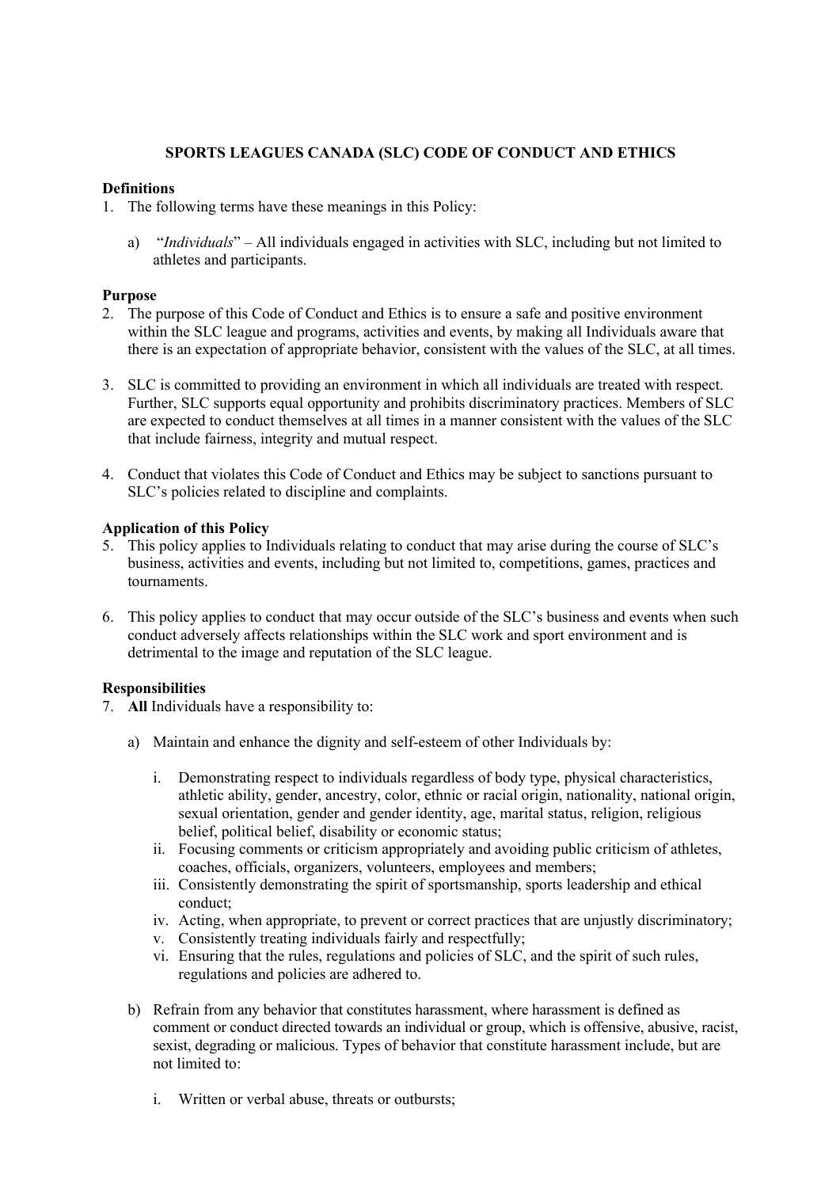# SPORTS LEAGUES CANADA (SLC) CODE OF CONDUCT AND ETHICS

**Definitions**

1. The following terms have these meanings in this Policy:

   a) "*Individuals*" – All individuals engaged in activities with SLC, including but not limited to athletes and participants.

**Purpose**

2. The purpose of this Code of Conduct and Ethics is to ensure a safe and positive environment within the SLC league and programs, activities and events, by making all Individuals aware that there is an expectation of appropriate behavior, consistent with the values of the SLC, at all times.

3. SLC is committed to providing an environment in which all individuals are treated with respect. Further, SLC supports equal opportunity and prohibits discriminatory practices. Members of SLC are expected to conduct themselves at all times in a manner consistent with the values of the SLC that include fairness, integrity and mutual respect.

4. Conduct that violates this Code of Conduct and Ethics may be subject to sanctions pursuant to SLC's policies related to discipline and complaints.

**Application of this Policy**

5. This policy applies to Individuals relating to conduct that may arise during the course of SLC's business, activities and events, including but not limited to, competitions, games, practices and tournaments.

6. This policy applies to conduct that may occur outside of the SLC's business and events when such conduct adversely affects relationships within the SLC work and sport environment and is detrimental to the image and reputation of the SLC league.

**Responsibilities**

7. **All** Individuals have a responsibility to:

   a) Maintain and enhance the dignity and self-esteem of other Individuals by:

      i. Demonstrating respect to individuals regardless of body type, physical characteristics, athletic ability, gender, ancestry, color, ethnic or racial origin, nationality, national origin, sexual orientation, gender and gender identity, age, marital status, religion, religious belief, political belief, disability or economic status;
      ii. Focusing comments or criticism appropriately and avoiding public criticism of athletes, coaches, officials, organizers, volunteers, employees and members;
      iii. Consistently demonstrating the spirit of sportsmanship, sports leadership and ethical conduct;
      iv. Acting, when appropriate, to prevent or correct practices that are unjustly discriminatory;
      v. Consistently treating individuals fairly and respectfully;
      vi. Ensuring that the rules, regulations and policies of SLC, and the spirit of such rules, regulations and policies are adhered to.

   b) Refrain from any behavior that constitutes harassment, where harassment is defined as comment or conduct directed towards an individual or group, which is offensive, abusive, racist, sexist, degrading or malicious. Types of behavior that constitute harassment include, but are not limited to:

      i. Written or verbal abuse, threats or outbursts;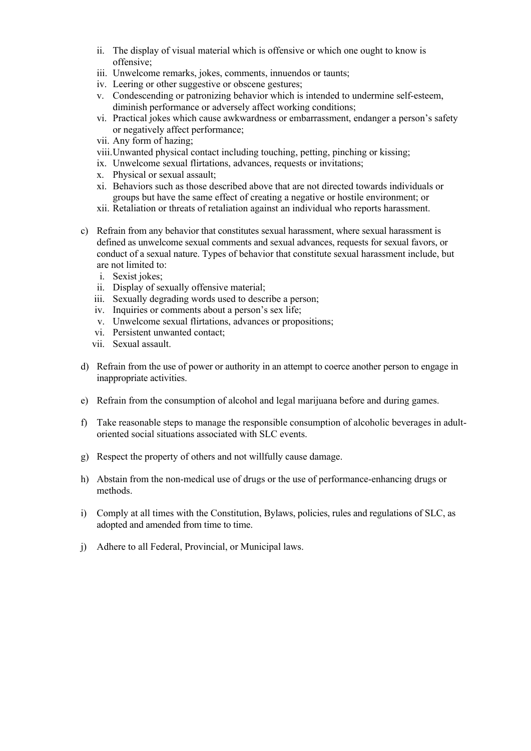ii. The display of visual material which is offensive or which one ought to know is offensive;
   iii. Unwelcome remarks, jokes, comments, innuendos or taunts;
   iv. Leering or other suggestive or obscene gestures;
   v. Condescending or patronizing behavior which is intended to undermine self-esteem, diminish performance or adversely affect working conditions;
   vi. Practical jokes which cause awkwardness or embarrassment, endanger a person's safety or negatively affect performance;
   vii. Any form of hazing;
   viii. Unwanted physical contact including touching, petting, pinching or kissing;
   ix. Unwelcome sexual flirtations, advances, requests or invitations;
   x. Physical or sexual assault;
   xi. Behaviors such as those described above that are not directed towards individuals or groups but have the same effect of creating a negative or hostile environment; or
   xii. Retaliation or threats of retaliation against an individual who reports harassment.

c) Refrain from any behavior that constitutes sexual harassment, where sexual harassment is defined as unwelcome sexual comments and sexual advances, requests for sexual favors, or conduct of a sexual nature. Types of behavior that constitute sexual harassment include, but are not limited to:
   i. Sexist jokes;
   ii. Display of sexually offensive material;
   iii. Sexually degrading words used to describe a person;
   iv. Inquiries or comments about a person's sex life;
   v. Unwelcome sexual flirtations, advances or propositions;
   vi. Persistent unwanted contact;
   vii. Sexual assault.

d) Refrain from the use of power or authority in an attempt to coerce another person to engage in inappropriate activities.

e) Refrain from the consumption of alcohol and legal marijuana before and during games.

f) Take reasonable steps to manage the responsible consumption of alcoholic beverages in adult-oriented social situations associated with SLC events.

g) Respect the property of others and not willfully cause damage.

h) Abstain from the non-medical use of drugs or the use of performance-enhancing drugs or methods.

i) Comply at all times with the Constitution, Bylaws, policies, rules and regulations of SLC, as adopted and amended from time to time.

j) Adhere to all Federal, Provincial, or Municipal laws.